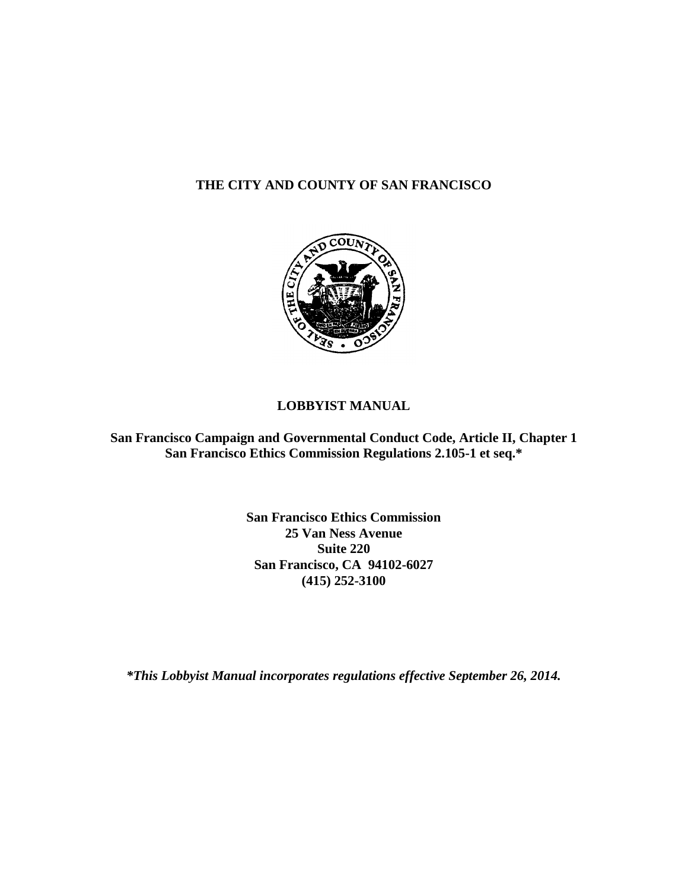# THE CITY AND COUNTY OF SAN FRANCISCO

# LOBBYIST MANUAL

**San Francisco Campaign and Governmental Conduct Code, Article II, Chapter 1**
**San Francisco Ethics Commission Regulations 2.105-1 et seq.***

**San Francisco Ethics Commission**
**25 Van Ness Avenue**
**Suite 220**
**San Francisco, CA 94102-6027**
**(415) 252-3100**

***This Lobbyist Manual incorporates regulations effective September 26, 2014.***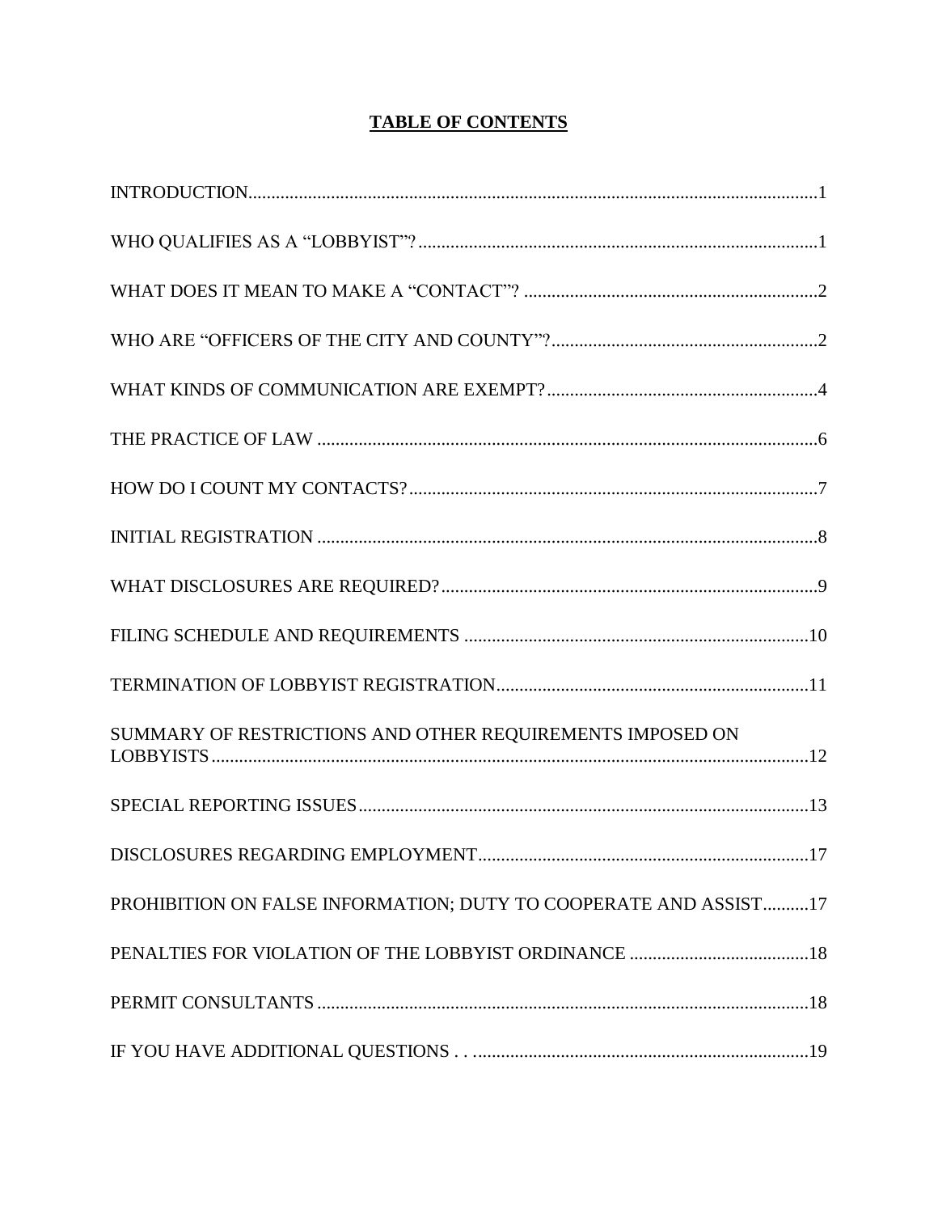# TABLE OF CONTENTS

INTRODUCTION......1

WHO QUALIFIES AS A "LOBBYIST"?......1

WHAT DOES IT MEAN TO MAKE A "CONTACT"?......2

WHO ARE "OFFICERS OF THE CITY AND COUNTY"?......2

WHAT KINDS OF COMMUNICATION ARE EXEMPT?......4

THE PRACTICE OF LAW......6

HOW DO I COUNT MY CONTACTS?......7

INITIAL REGISTRATION......8

WHAT DISCLOSURES ARE REQUIRED?......9

FILING SCHEDULE AND REQUIREMENTS......10

TERMINATION OF LOBBYIST REGISTRATION......11

SUMMARY OF RESTRICTIONS AND OTHER REQUIREMENTS IMPOSED ON LOBBYISTS......12

SPECIAL REPORTING ISSUES......13

DISCLOSURES REGARDING EMPLOYMENT......17

PROHIBITION ON FALSE INFORMATION; DUTY TO COOPERATE AND ASSIST......17

PENALTIES FOR VIOLATION OF THE LOBBYIST ORDINANCE......18

PERMIT CONSULTANTS......18

IF YOU HAVE ADDITIONAL QUESTIONS . . ......19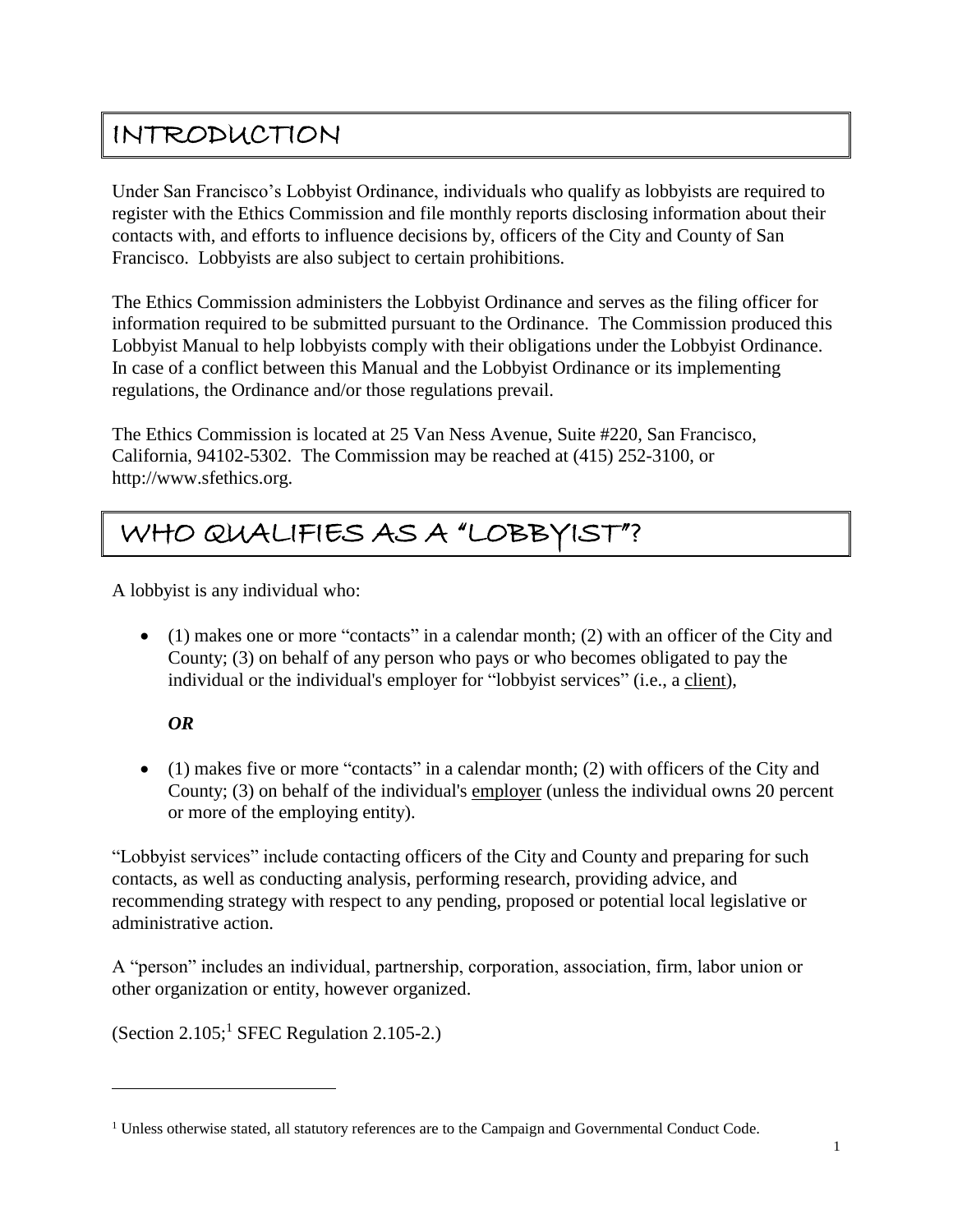# INTRODUCTION

Under San Francisco's Lobbyist Ordinance, individuals who qualify as lobbyists are required to register with the Ethics Commission and file monthly reports disclosing information about their contacts with, and efforts to influence decisions by, officers of the City and County of San Francisco. Lobbyists are also subject to certain prohibitions.

The Ethics Commission administers the Lobbyist Ordinance and serves as the filing officer for information required to be submitted pursuant to the Ordinance. The Commission produced this Lobbyist Manual to help lobbyists comply with their obligations under the Lobbyist Ordinance. In case of a conflict between this Manual and the Lobbyist Ordinance or its implementing regulations, the Ordinance and/or those regulations prevail.

The Ethics Commission is located at 25 Van Ness Avenue, Suite #220, San Francisco, California, 94102-5302. The Commission may be reached at (415) 252-3100, or http://www.sfethics.org.

# WHO QUALIFIES AS A "LOBBYIST"?

A lobbyist is any individual who:

- (1) makes one or more "contacts" in a calendar month; (2) with an officer of the City and County; (3) on behalf of any person who pays or who becomes obligated to pay the individual or the individual's employer for "lobbyist services" (i.e., a client),

  ***OR***

- (1) makes five or more "contacts" in a calendar month; (2) with officers of the City and County; (3) on behalf of the individual's employer (unless the individual owns 20 percent or more of the employing entity).

"Lobbyist services" include contacting officers of the City and County and preparing for such contacts, as well as conducting analysis, performing research, providing advice, and recommending strategy with respect to any pending, proposed or potential local legislative or administrative action.

A "person" includes an individual, partnership, corporation, association, firm, labor union or other organization or entity, however organized.

(Section 2.105;[1] SFEC Regulation 2.105-2.)

[1] Unless otherwise stated, all statutory references are to the Campaign and Governmental Conduct Code.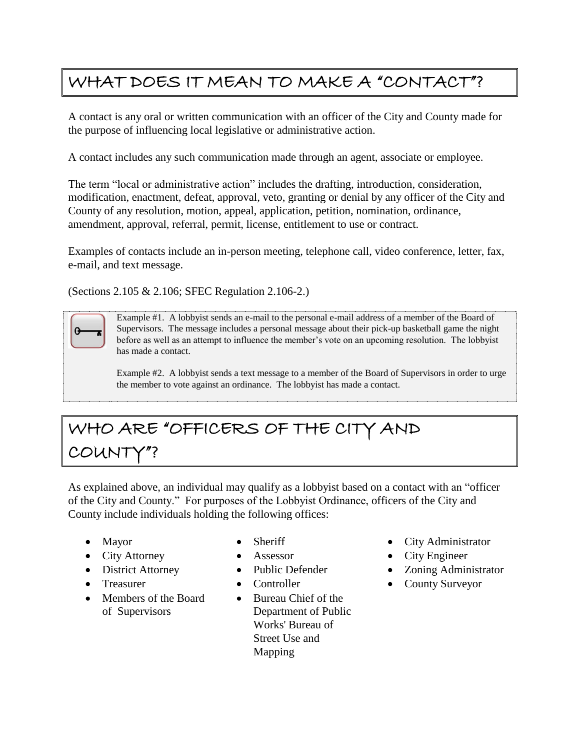## WHAT DOES IT MEAN TO MAKE A "CONTACT"?

A contact is any oral or written communication with an officer of the City and County made for the purpose of influencing local legislative or administrative action.

A contact includes any such communication made through an agent, associate or employee.

The term "local or administrative action" includes the drafting, introduction, consideration, modification, enactment, defeat, approval, veto, granting or denial by any officer of the City and County of any resolution, motion, appeal, application, petition, nomination, ordinance, amendment, approval, referral, permit, license, entitlement to use or contract.

Examples of contacts include an in-person meeting, telephone call, video conference, letter, fax, e-mail, and text message.

(Sections 2.105 & 2.106; SFEC Regulation 2.106-2.)

Example #1. A lobbyist sends an e-mail to the personal e-mail address of a member of the Board of Supervisors. The message includes a personal message about their pick-up basketball game the night before as well as an attempt to influence the member's vote on an upcoming resolution. The lobbyist has made a contact.

Example #2. A lobbyist sends a text message to a member of the Board of Supervisors in order to urge the member to vote against an ordinance. The lobbyist has made a contact.

## WHO ARE "OFFICERS OF THE CITY AND COUNTY"?

As explained above, an individual may qualify as a lobbyist based on a contact with an "officer of the City and County." For purposes of the Lobbyist Ordinance, officers of the City and County include individuals holding the following offices:

- Mayor
- City Attorney
- District Attorney
- Treasurer
- Members of the Board of Supervisors
- Sheriff
- Assessor
- Public Defender
- Controller
- Bureau Chief of the Department of Public Works' Bureau of Street Use and Mapping
- City Administrator
- City Engineer
- Zoning Administrator
- County Surveyor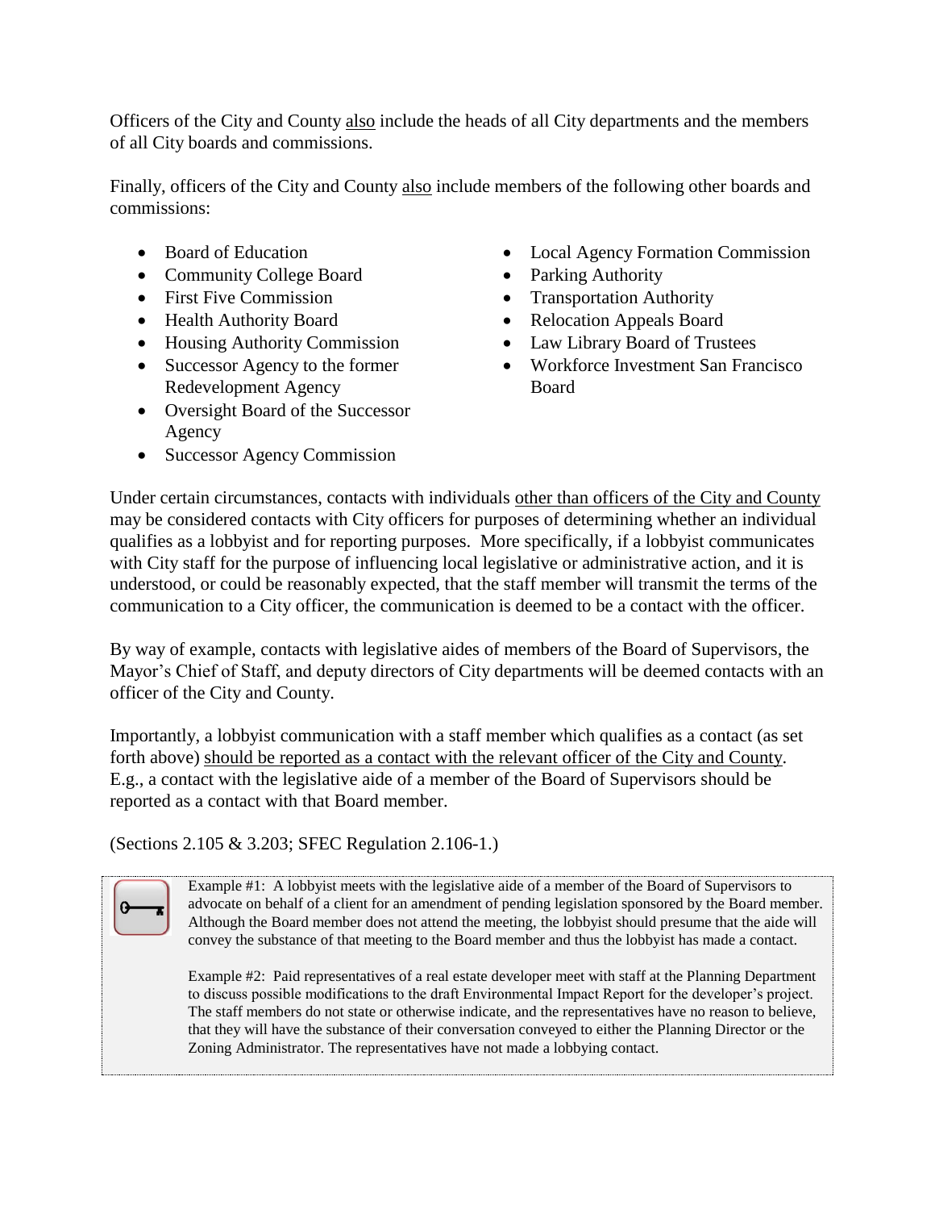Officers of the City and County <u>also</u> include the heads of all City departments and the members of all City boards and commissions.

Finally, officers of the City and County <u>also</u> include members of the following other boards and commissions:

- Board of Education
- Community College Board
- First Five Commission
- Health Authority Board
- Housing Authority Commission
- Successor Agency to the former Redevelopment Agency
- Oversight Board of the Successor Agency
- Successor Agency Commission
- Local Agency Formation Commission
- Parking Authority
- Transportation Authority
- Relocation Appeals Board
- Law Library Board of Trustees
- Workforce Investment San Francisco Board

Under certain circumstances, contacts with individuals <u>other than officers of the City and County</u> may be considered contacts with City officers for purposes of determining whether an individual qualifies as a lobbyist and for reporting purposes. More specifically, if a lobbyist communicates with City staff for the purpose of influencing local legislative or administrative action, and it is understood, or could be reasonably expected, that the staff member will transmit the terms of the communication to a City officer, the communication is deemed to be a contact with the officer.

By way of example, contacts with legislative aides of members of the Board of Supervisors, the Mayor's Chief of Staff, and deputy directors of City departments will be deemed contacts with an officer of the City and County.

Importantly, a lobbyist communication with a staff member which qualifies as a contact (as set forth above) <u>should be reported as a contact with the relevant officer of the City and County</u>. E.g., a contact with the legislative aide of a member of the Board of Supervisors should be reported as a contact with that Board member.

(Sections 2.105 & 3.203; SFEC Regulation 2.106-1.)

> Example #1: A lobbyist meets with the legislative aide of a member of the Board of Supervisors to advocate on behalf of a client for an amendment of pending legislation sponsored by the Board member. Although the Board member does not attend the meeting, the lobbyist should presume that the aide will convey the substance of that meeting to the Board member and thus the lobbyist has made a contact.
>
> Example #2: Paid representatives of a real estate developer meet with staff at the Planning Department to discuss possible modifications to the draft Environmental Impact Report for the developer's project. The staff members do not state or otherwise indicate, and the representatives have no reason to believe, that they will have the substance of their conversation conveyed to either the Planning Director or the Zoning Administrator. The representatives have not made a lobbying contact.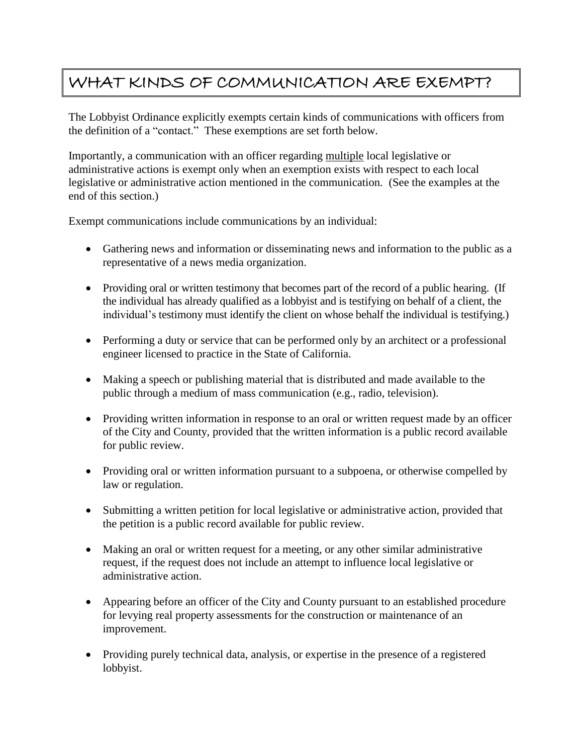# WHAT KINDS OF COMMUNICATION ARE EXEMPT?

The Lobbyist Ordinance explicitly exempts certain kinds of communications with officers from the definition of a "contact." These exemptions are set forth below.

Importantly, a communication with an officer regarding multiple local legislative or administrative actions is exempt only when an exemption exists with respect to each local legislative or administrative action mentioned in the communication. (See the examples at the end of this section.)

Exempt communications include communications by an individual:

- Gathering news and information or disseminating news and information to the public as a representative of a news media organization.
- Providing oral or written testimony that becomes part of the record of a public hearing. (If the individual has already qualified as a lobbyist and is testifying on behalf of a client, the individual's testimony must identify the client on whose behalf the individual is testifying.)
- Performing a duty or service that can be performed only by an architect or a professional engineer licensed to practice in the State of California.
- Making a speech or publishing material that is distributed and made available to the public through a medium of mass communication (e.g., radio, television).
- Providing written information in response to an oral or written request made by an officer of the City and County, provided that the written information is a public record available for public review.
- Providing oral or written information pursuant to a subpoena, or otherwise compelled by law or regulation.
- Submitting a written petition for local legislative or administrative action, provided that the petition is a public record available for public review.
- Making an oral or written request for a meeting, or any other similar administrative request, if the request does not include an attempt to influence local legislative or administrative action.
- Appearing before an officer of the City and County pursuant to an established procedure for levying real property assessments for the construction or maintenance of an improvement.
- Providing purely technical data, analysis, or expertise in the presence of a registered lobbyist.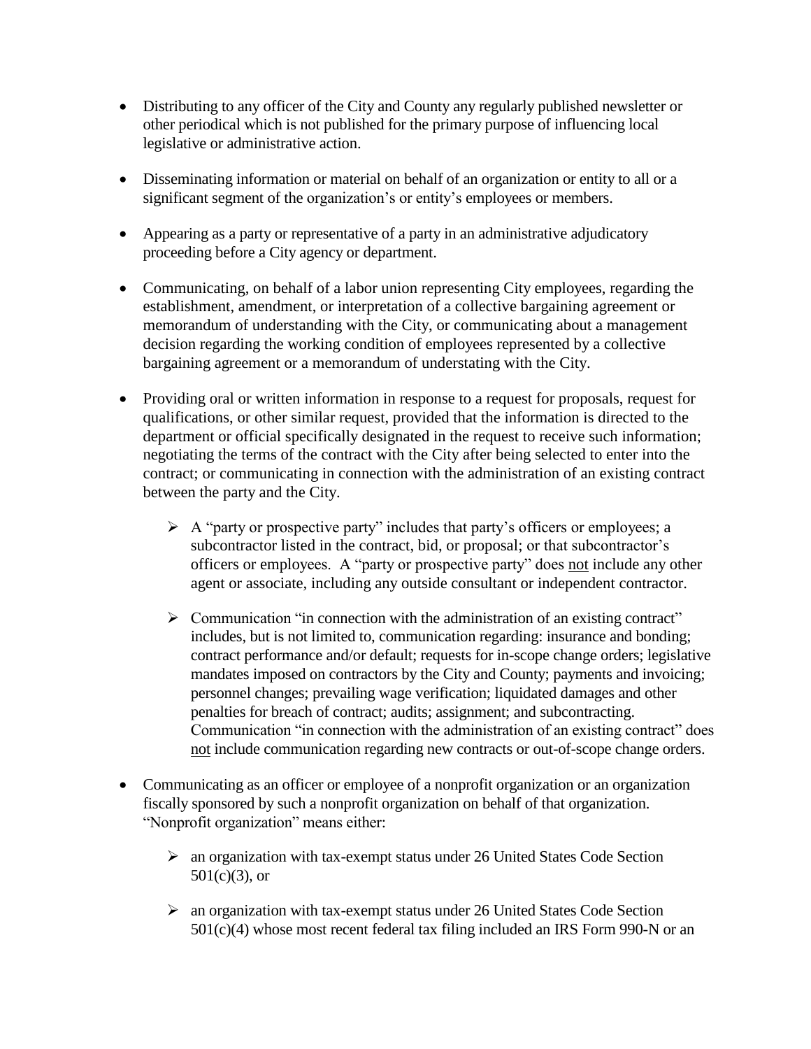- Distributing to any officer of the City and County any regularly published newsletter or other periodical which is not published for the primary purpose of influencing local legislative or administrative action.

- Disseminating information or material on behalf of an organization or entity to all or a significant segment of the organization's or entity's employees or members.

- Appearing as a party or representative of a party in an administrative adjudicatory proceeding before a City agency or department.

- Communicating, on behalf of a labor union representing City employees, regarding the establishment, amendment, or interpretation of a collective bargaining agreement or memorandum of understanding with the City, or communicating about a management decision regarding the working condition of employees represented by a collective bargaining agreement or a memorandum of understating with the City.

- Providing oral or written information in response to a request for proposals, request for qualifications, or other similar request, provided that the information is directed to the department or official specifically designated in the request to receive such information; negotiating the terms of the contract with the City after being selected to enter into the contract; or communicating in connection with the administration of an existing contract between the party and the City.

  - A "party or prospective party" includes that party's officers or employees; a subcontractor listed in the contract, bid, or proposal; or that subcontractor's officers or employees. A "party or prospective party" does <u>not</u> include any other agent or associate, including any outside consultant or independent contractor.

  - Communication "in connection with the administration of an existing contract" includes, but is not limited to, communication regarding: insurance and bonding; contract performance and/or default; requests for in-scope change orders; legislative mandates imposed on contractors by the City and County; payments and invoicing; personnel changes; prevailing wage verification; liquidated damages and other penalties for breach of contract; audits; assignment; and subcontracting. Communication "in connection with the administration of an existing contract" does <u>not</u> include communication regarding new contracts or out-of-scope change orders.

- Communicating as an officer or employee of a nonprofit organization or an organization fiscally sponsored by such a nonprofit organization on behalf of that organization. "Nonprofit organization" means either:

  - an organization with tax-exempt status under 26 United States Code Section 501(c)(3), or

  - an organization with tax-exempt status under 26 United States Code Section 501(c)(4) whose most recent federal tax filing included an IRS Form 990-N or an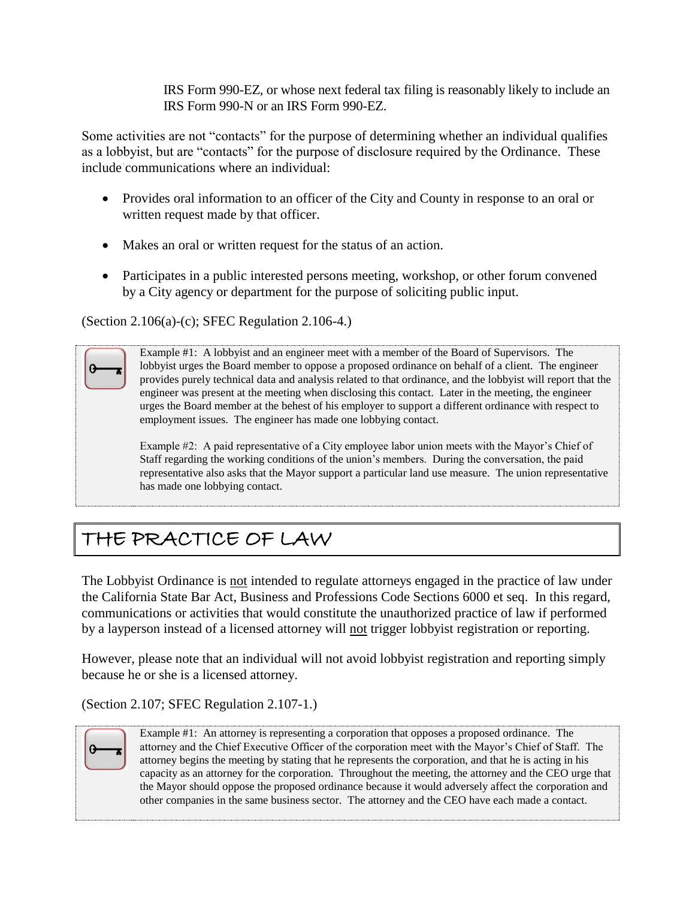IRS Form 990-EZ, or whose next federal tax filing is reasonably likely to include an IRS Form 990-N or an IRS Form 990-EZ.

Some activities are not "contacts" for the purpose of determining whether an individual qualifies as a lobbyist, but are "contacts" for the purpose of disclosure required by the Ordinance. These include communications where an individual:

- Provides oral information to an officer of the City and County in response to an oral or written request made by that officer.
- Makes an oral or written request for the status of an action.
- Participates in a public interested persons meeting, workshop, or other forum convened by a City agency or department for the purpose of soliciting public input.

(Section 2.106(a)-(c); SFEC Regulation 2.106-4.)

> Example #1: A lobbyist and an engineer meet with a member of the Board of Supervisors. The lobbyist urges the Board member to oppose a proposed ordinance on behalf of a client. The engineer provides purely technical data and analysis related to that ordinance, and the lobbyist will report that the engineer was present at the meeting when disclosing this contact. Later in the meeting, the engineer urges the Board member at the behest of his employer to support a different ordinance with respect to employment issues. The engineer has made one lobbying contact.
>
> Example #2: A paid representative of a City employee labor union meets with the Mayor's Chief of Staff regarding the working conditions of the union's members. During the conversation, the paid representative also asks that the Mayor support a particular land use measure. The union representative has made one lobbying contact.

## THE PRACTICE OF LAW

The Lobbyist Ordinance is not intended to regulate attorneys engaged in the practice of law under the California State Bar Act, Business and Professions Code Sections 6000 et seq. In this regard, communications or activities that would constitute the unauthorized practice of law if performed by a layperson instead of a licensed attorney will not trigger lobbyist registration or reporting.

However, please note that an individual will not avoid lobbyist registration and reporting simply because he or she is a licensed attorney.

(Section 2.107; SFEC Regulation 2.107-1.)

> Example #1: An attorney is representing a corporation that opposes a proposed ordinance. The attorney and the Chief Executive Officer of the corporation meet with the Mayor's Chief of Staff. The attorney begins the meeting by stating that he represents the corporation, and that he is acting in his capacity as an attorney for the corporation. Throughout the meeting, the attorney and the CEO urge that the Mayor should oppose the proposed ordinance because it would adversely affect the corporation and other companies in the same business sector. The attorney and the CEO have each made a contact.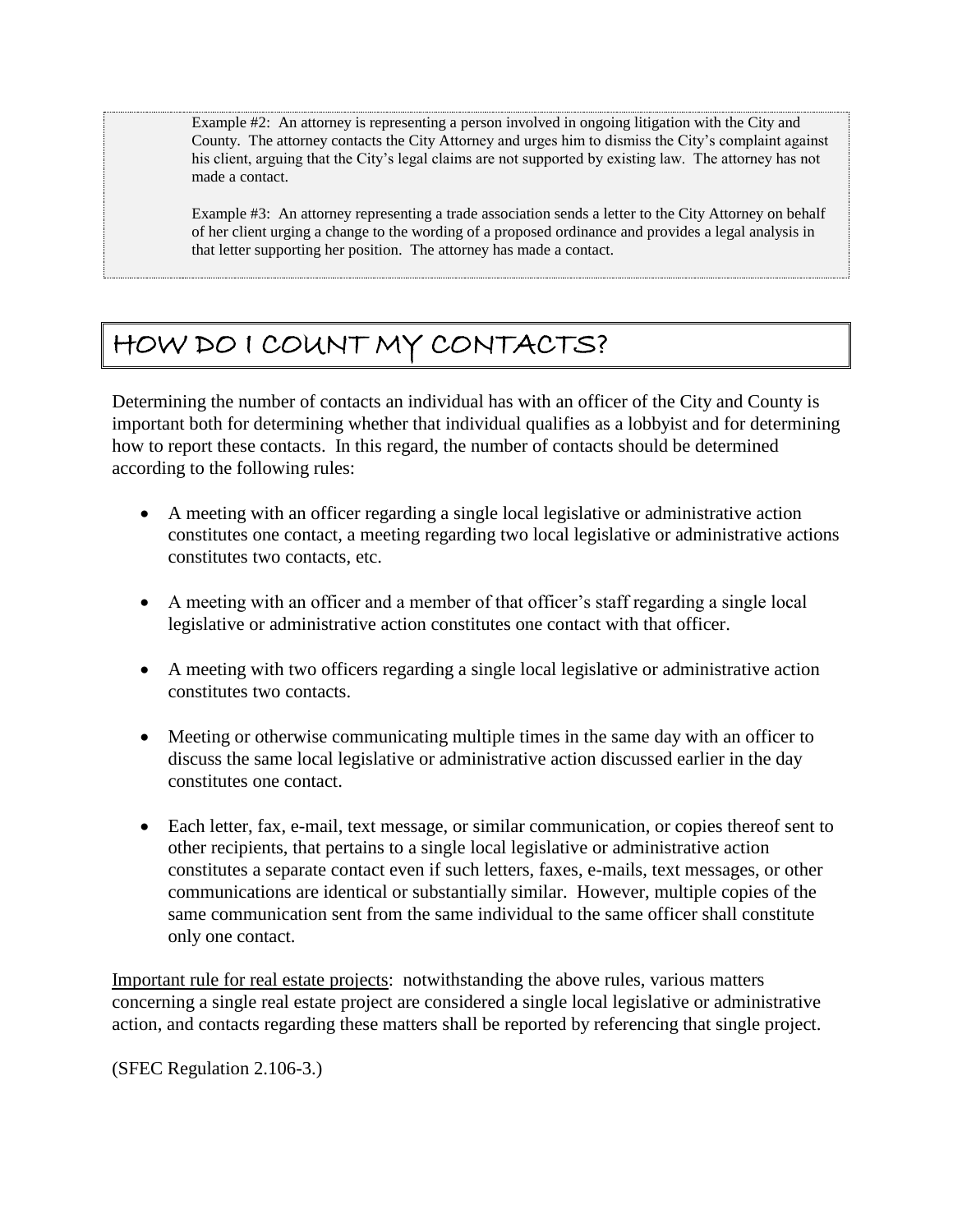Example #2: An attorney is representing a person involved in ongoing litigation with the City and County. The attorney contacts the City Attorney and urges him to dismiss the City's complaint against his client, arguing that the City's legal claims are not supported by existing law. The attorney has not made a contact.

Example #3: An attorney representing a trade association sends a letter to the City Attorney on behalf of her client urging a change to the wording of a proposed ordinance and provides a legal analysis in that letter supporting her position. The attorney has made a contact.

## HOW DO I COUNT MY CONTACTS?

Determining the number of contacts an individual has with an officer of the City and County is important both for determining whether that individual qualifies as a lobbyist and for determining how to report these contacts. In this regard, the number of contacts should be determined according to the following rules:

- A meeting with an officer regarding a single local legislative or administrative action constitutes one contact, a meeting regarding two local legislative or administrative actions constitutes two contacts, etc.
- A meeting with an officer and a member of that officer's staff regarding a single local legislative or administrative action constitutes one contact with that officer.
- A meeting with two officers regarding a single local legislative or administrative action constitutes two contacts.
- Meeting or otherwise communicating multiple times in the same day with an officer to discuss the same local legislative or administrative action discussed earlier in the day constitutes one contact.
- Each letter, fax, e-mail, text message, or similar communication, or copies thereof sent to other recipients, that pertains to a single local legislative or administrative action constitutes a separate contact even if such letters, faxes, e-mails, text messages, or other communications are identical or substantially similar. However, multiple copies of the same communication sent from the same individual to the same officer shall constitute only one contact.

Important rule for real estate projects: notwithstanding the above rules, various matters concerning a single real estate project are considered a single local legislative or administrative action, and contacts regarding these matters shall be reported by referencing that single project.

(SFEC Regulation 2.106-3.)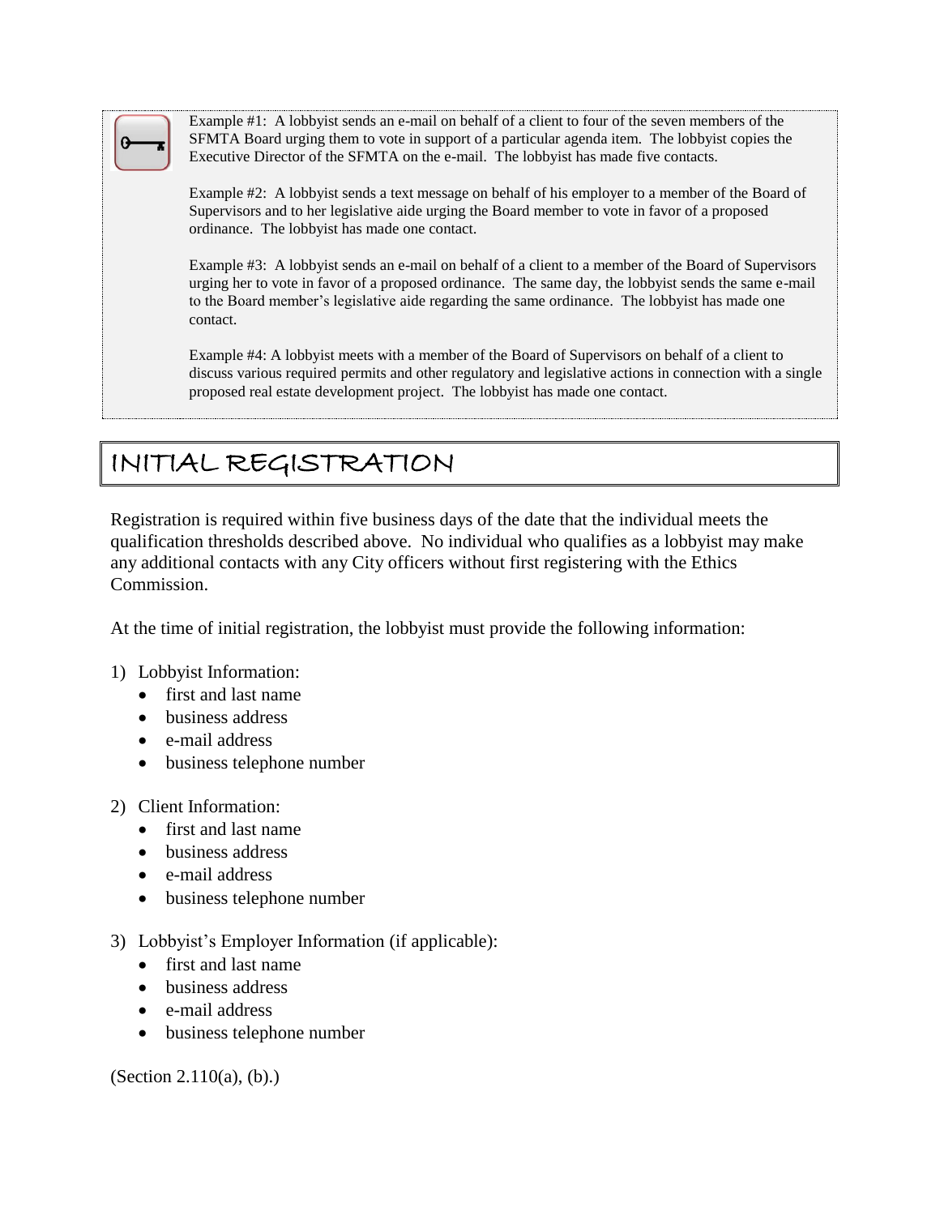Example #1: A lobbyist sends an e-mail on behalf of a client to four of the seven members of the SFMTA Board urging them to vote in support of a particular agenda item. The lobbyist copies the Executive Director of the SFMTA on the e-mail. The lobbyist has made five contacts.

Example #2: A lobbyist sends a text message on behalf of his employer to a member of the Board of Supervisors and to her legislative aide urging the Board member to vote in favor of a proposed ordinance. The lobbyist has made one contact.

Example #3: A lobbyist sends an e-mail on behalf of a client to a member of the Board of Supervisors urging her to vote in favor of a proposed ordinance. The same day, the lobbyist sends the same e-mail to the Board member's legislative aide regarding the same ordinance. The lobbyist has made one contact.

Example #4: A lobbyist meets with a member of the Board of Supervisors on behalf of a client to discuss various required permits and other regulatory and legislative actions in connection with a single proposed real estate development project. The lobbyist has made one contact.

# INITIAL REGISTRATION

Registration is required within five business days of the date that the individual meets the qualification thresholds described above. No individual who qualifies as a lobbyist may make any additional contacts with any City officers without first registering with the Ethics Commission.

At the time of initial registration, the lobbyist must provide the following information:

1) Lobbyist Information:
   - first and last name
   - business address
   - e-mail address
   - business telephone number

2) Client Information:
   - first and last name
   - business address
   - e-mail address
   - business telephone number

3) Lobbyist's Employer Information (if applicable):
   - first and last name
   - business address
   - e-mail address
   - business telephone number

(Section 2.110(a), (b).)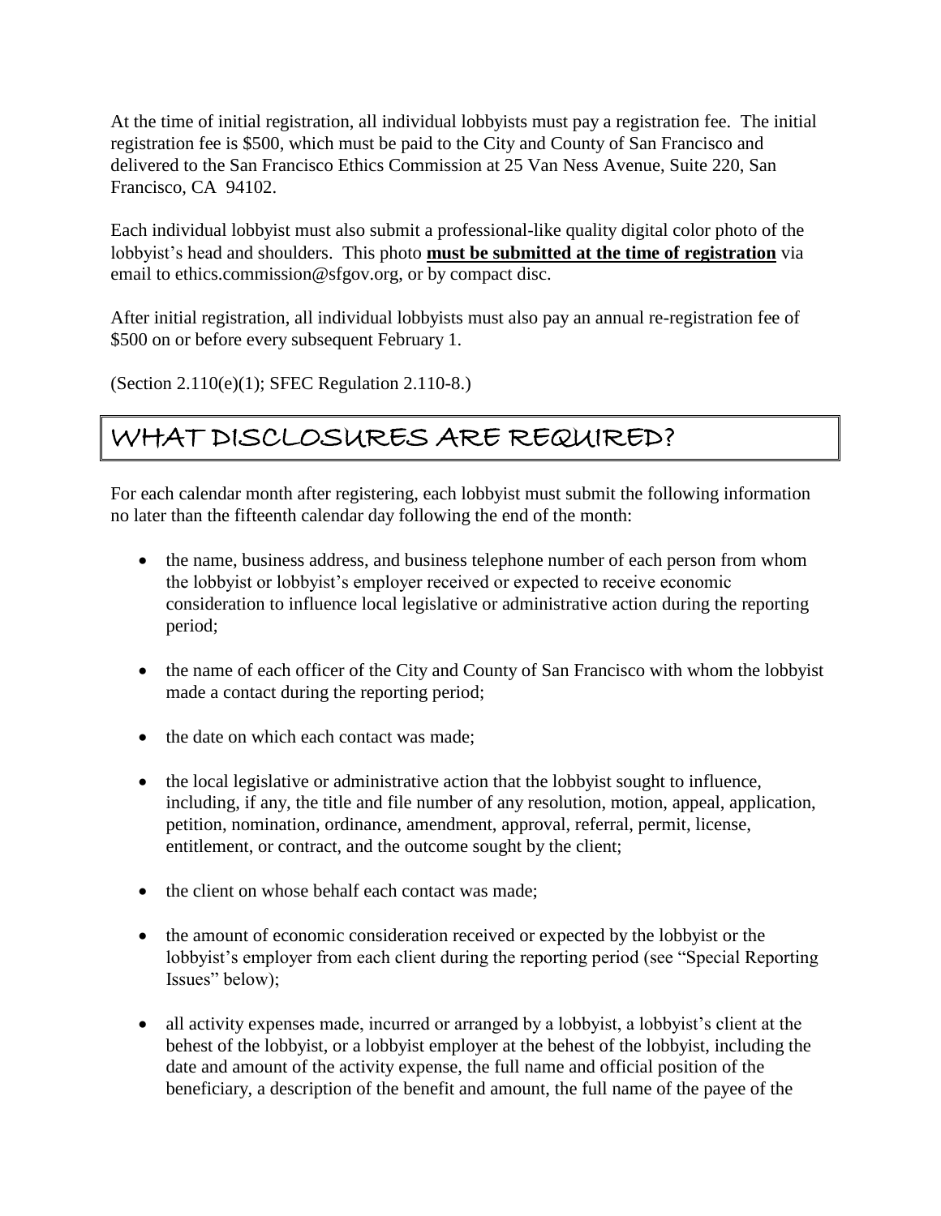At the time of initial registration, all individual lobbyists must pay a registration fee. The initial registration fee is $500, which must be paid to the City and County of San Francisco and delivered to the San Francisco Ethics Commission at 25 Van Ness Avenue, Suite 220, San Francisco, CA 94102.

Each individual lobbyist must also submit a professional-like quality digital color photo of the lobbyist's head and shoulders. This photo **must be submitted at the time of registration** via email to ethics.commission@sfgov.org, or by compact disc.

After initial registration, all individual lobbyists must also pay an annual re-registration fee of $500 on or before every subsequent February 1.

(Section 2.110(e)(1); SFEC Regulation 2.110-8.)

## WHAT DISCLOSURES ARE REQUIRED?

For each calendar month after registering, each lobbyist must submit the following information no later than the fifteenth calendar day following the end of the month:

- the name, business address, and business telephone number of each person from whom the lobbyist or lobbyist's employer received or expected to receive economic consideration to influence local legislative or administrative action during the reporting period;
- the name of each officer of the City and County of San Francisco with whom the lobbyist made a contact during the reporting period;
- the date on which each contact was made;
- the local legislative or administrative action that the lobbyist sought to influence, including, if any, the title and file number of any resolution, motion, appeal, application, petition, nomination, ordinance, amendment, approval, referral, permit, license, entitlement, or contract, and the outcome sought by the client;
- the client on whose behalf each contact was made;
- the amount of economic consideration received or expected by the lobbyist or the lobbyist's employer from each client during the reporting period (see "Special Reporting Issues" below);
- all activity expenses made, incurred or arranged by a lobbyist, a lobbyist's client at the behest of the lobbyist, or a lobbyist employer at the behest of the lobbyist, including the date and amount of the activity expense, the full name and official position of the beneficiary, a description of the benefit and amount, the full name of the payee of the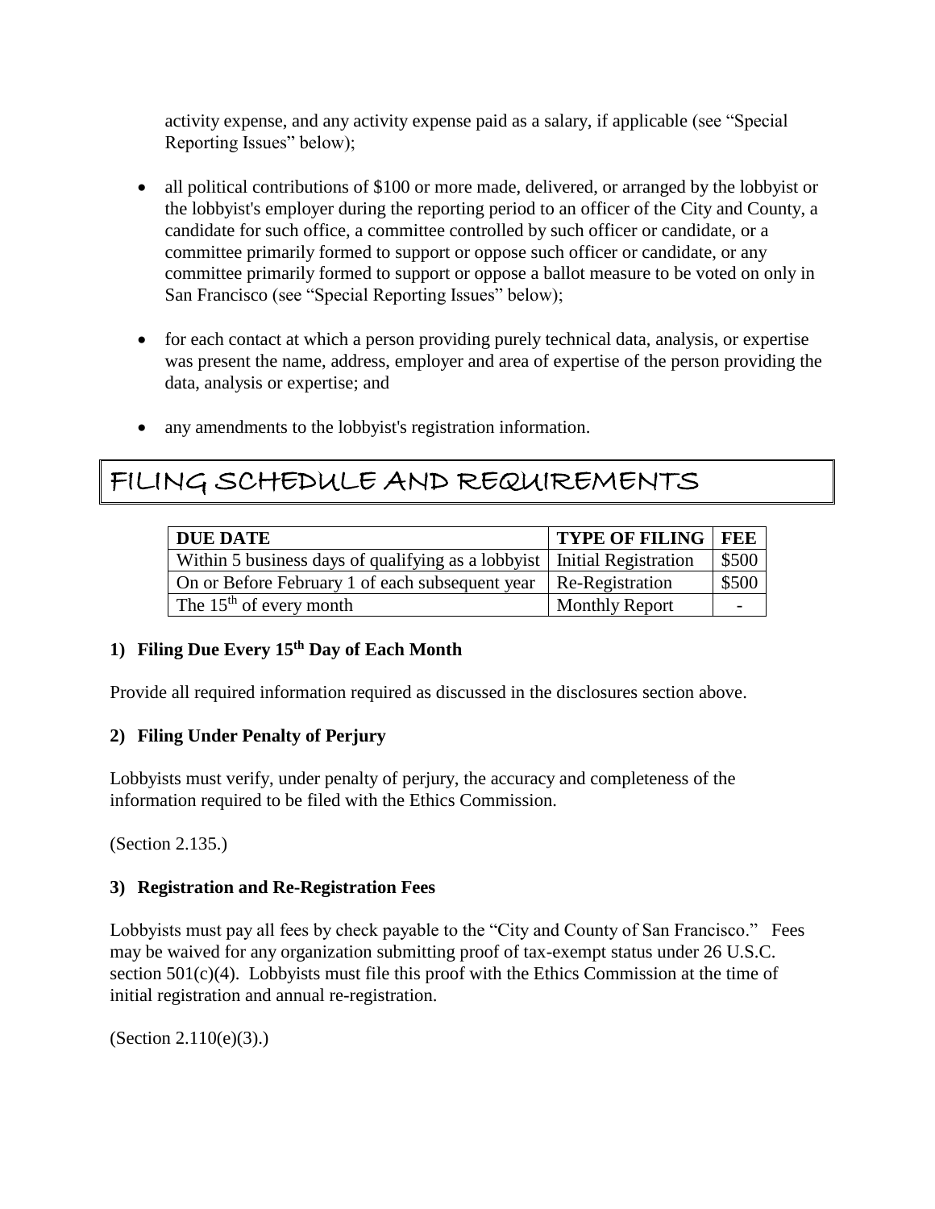activity expense, and any activity expense paid as a salary, if applicable (see "Special Reporting Issues" below);

- all political contributions of $100 or more made, delivered, or arranged by the lobbyist or the lobbyist's employer during the reporting period to an officer of the City and County, a candidate for such office, a committee controlled by such officer or candidate, or a committee primarily formed to support or oppose such officer or candidate, or any committee primarily formed to support or oppose a ballot measure to be voted on only in San Francisco (see "Special Reporting Issues" below);

- for each contact at which a person providing purely technical data, analysis, or expertise was present the name, address, employer and area of expertise of the person providing the data, analysis or expertise; and

- any amendments to the lobbyist's registration information.

# FILING SCHEDULE AND REQUIREMENTS

| DUE DATE | TYPE OF FILING | FEE |
|---|---|---|
| Within 5 business days of qualifying as a lobbyist | Initial Registration | $500 |
| On or Before February 1 of each subsequent year | Re-Registration | $500 |
| The 15th of every month | Monthly Report | - |

### 1) Filing Due Every 15th Day of Each Month

Provide all required information required as discussed in the disclosures section above.

### 2) Filing Under Penalty of Perjury

Lobbyists must verify, under penalty of perjury, the accuracy and completeness of the information required to be filed with the Ethics Commission.

(Section 2.135.)

### 3) Registration and Re-Registration Fees

Lobbyists must pay all fees by check payable to the "City and County of San Francisco." Fees may be waived for any organization submitting proof of tax-exempt status under 26 U.S.C. section 501(c)(4). Lobbyists must file this proof with the Ethics Commission at the time of initial registration and annual re-registration.

(Section 2.110(e)(3).)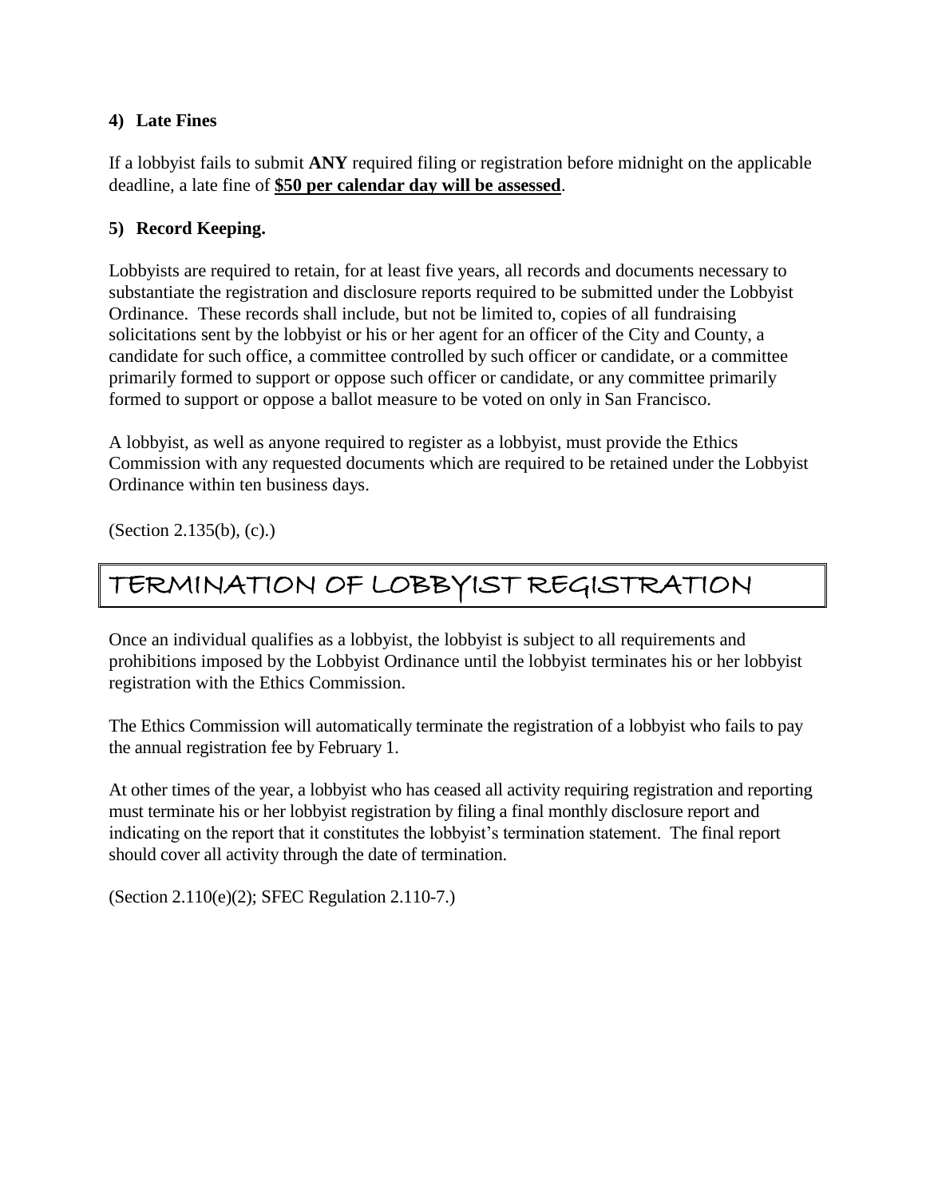**4) Late Fines**

If a lobbyist fails to submit **ANY** required filing or registration before midnight on the applicable deadline, a late fine of **$50 per calendar day will be assessed**.

**5) Record Keeping.**

Lobbyists are required to retain, for at least five years, all records and documents necessary to substantiate the registration and disclosure reports required to be submitted under the Lobbyist Ordinance. These records shall include, but not be limited to, copies of all fundraising solicitations sent by the lobbyist or his or her agent for an officer of the City and County, a candidate for such office, a committee controlled by such officer or candidate, or a committee primarily formed to support or oppose such officer or candidate, or any committee primarily formed to support or oppose a ballot measure to be voted on only in San Francisco.

A lobbyist, as well as anyone required to register as a lobbyist, must provide the Ethics Commission with any requested documents which are required to be retained under the Lobbyist Ordinance within ten business days.

(Section 2.135(b), (c).)

## TERMINATION OF LOBBYIST REGISTRATION

Once an individual qualifies as a lobbyist, the lobbyist is subject to all requirements and prohibitions imposed by the Lobbyist Ordinance until the lobbyist terminates his or her lobbyist registration with the Ethics Commission.

The Ethics Commission will automatically terminate the registration of a lobbyist who fails to pay the annual registration fee by February 1.

At other times of the year, a lobbyist who has ceased all activity requiring registration and reporting must terminate his or her lobbyist registration by filing a final monthly disclosure report and indicating on the report that it constitutes the lobbyist's termination statement. The final report should cover all activity through the date of termination.

(Section 2.110(e)(2); SFEC Regulation 2.110-7.)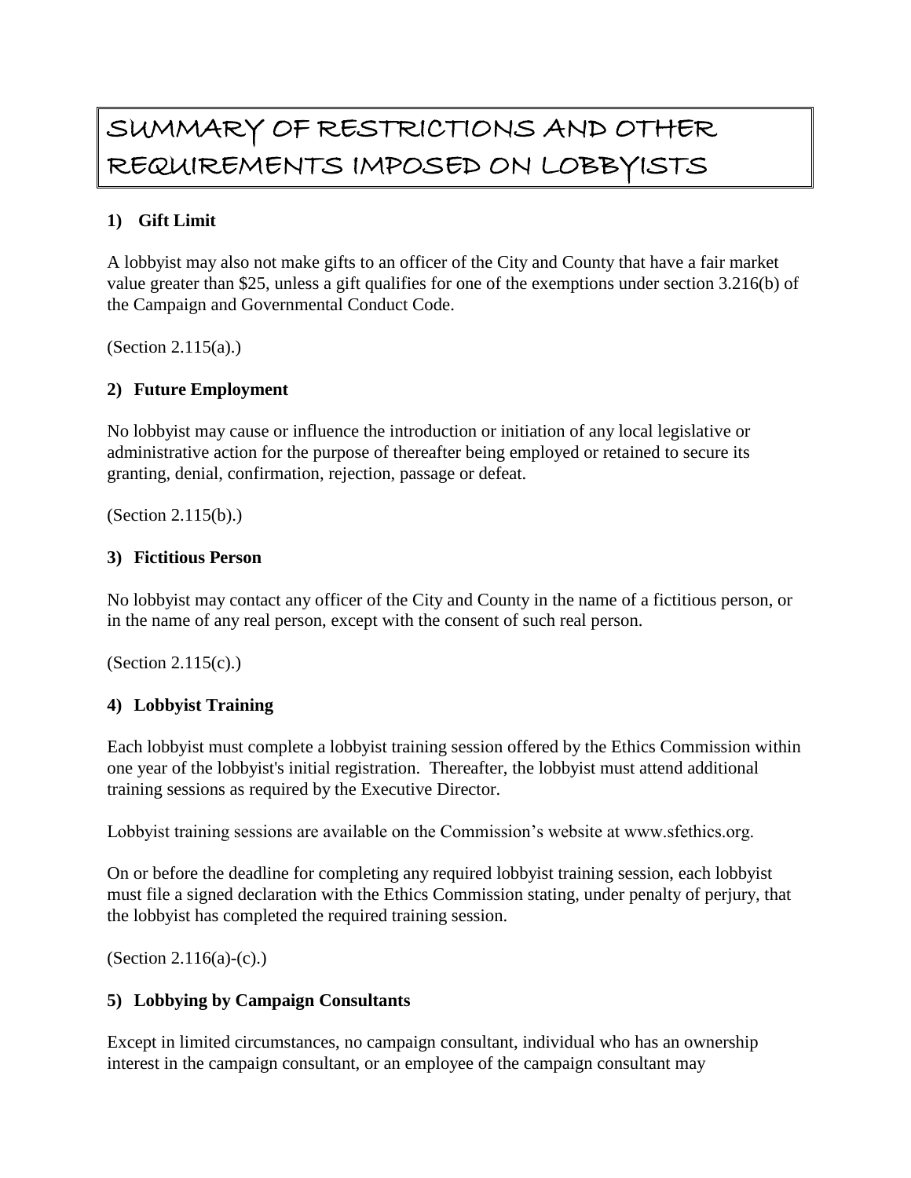# SUMMARY OF RESTRICTIONS AND OTHER REQUIREMENTS IMPOSED ON LOBBYISTS

### 1) Gift Limit

A lobbyist may also not make gifts to an officer of the City and County that have a fair market value greater than $25, unless a gift qualifies for one of the exemptions under section 3.216(b) of the Campaign and Governmental Conduct Code.

(Section 2.115(a).)

### 2) Future Employment

No lobbyist may cause or influence the introduction or initiation of any local legislative or administrative action for the purpose of thereafter being employed or retained to secure its granting, denial, confirmation, rejection, passage or defeat.

(Section 2.115(b).)

### 3) Fictitious Person

No lobbyist may contact any officer of the City and County in the name of a fictitious person, or in the name of any real person, except with the consent of such real person.

(Section 2.115(c).)

### 4) Lobbyist Training

Each lobbyist must complete a lobbyist training session offered by the Ethics Commission within one year of the lobbyist's initial registration. Thereafter, the lobbyist must attend additional training sessions as required by the Executive Director.

Lobbyist training sessions are available on the Commission's website at www.sfethics.org.

On or before the deadline for completing any required lobbyist training session, each lobbyist must file a signed declaration with the Ethics Commission stating, under penalty of perjury, that the lobbyist has completed the required training session.

(Section 2.116(a)-(c).)

### 5) Lobbying by Campaign Consultants

Except in limited circumstances, no campaign consultant, individual who has an ownership interest in the campaign consultant, or an employee of the campaign consultant may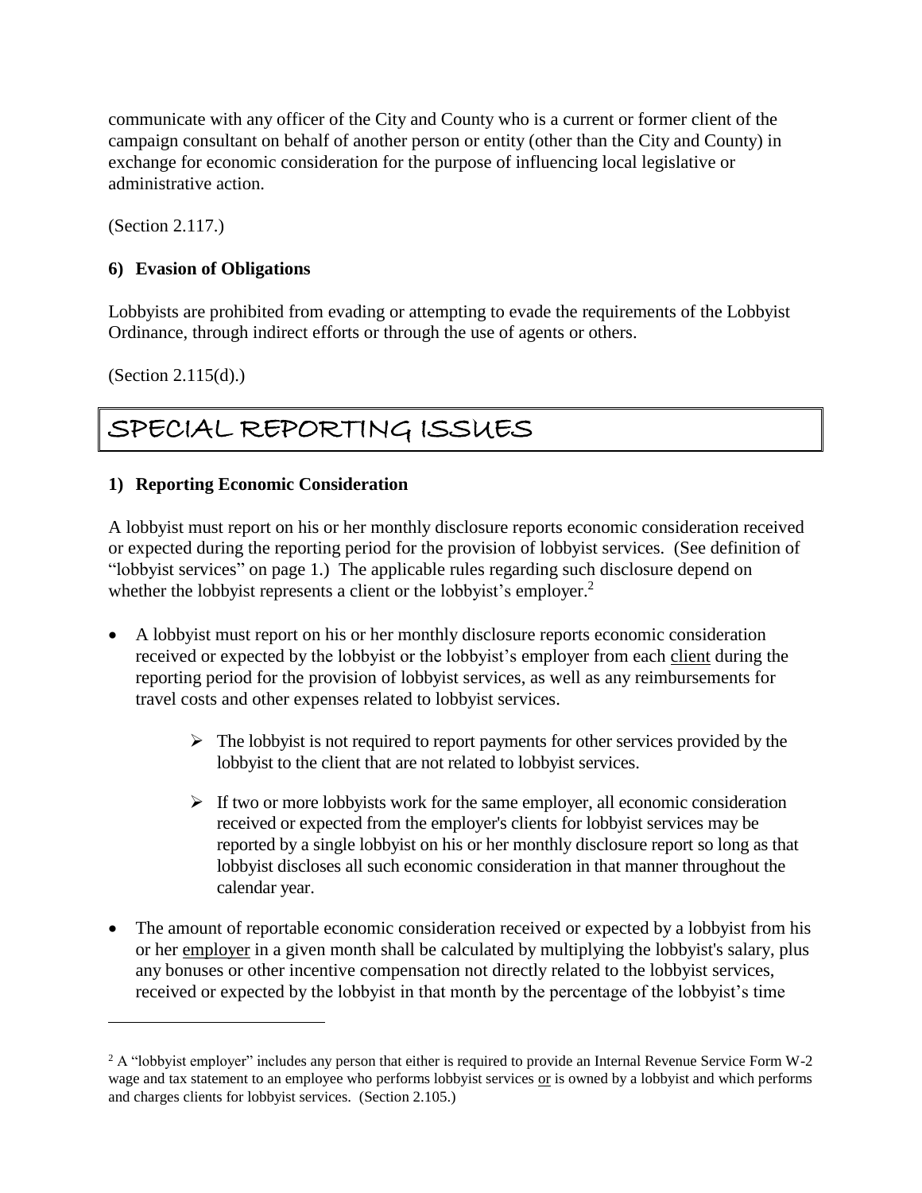communicate with any officer of the City and County who is a current or former client of the campaign consultant on behalf of another person or entity (other than the City and County) in exchange for economic consideration for the purpose of influencing local legislative or administrative action.

(Section 2.117.)

### 6) Evasion of Obligations

Lobbyists are prohibited from evading or attempting to evade the requirements of the Lobbyist Ordinance, through indirect efforts or through the use of agents or others.

(Section 2.115(d).)

## SPECIAL REPORTING ISSUES

### 1) Reporting Economic Consideration

A lobbyist must report on his or her monthly disclosure reports economic consideration received or expected during the reporting period for the provision of lobbyist services. (See definition of "lobbyist services" on page 1.) The applicable rules regarding such disclosure depend on whether the lobbyist represents a client or the lobbyist's employer.[2]

- A lobbyist must report on his or her monthly disclosure reports economic consideration received or expected by the lobbyist or the lobbyist's employer from each client during the reporting period for the provision of lobbyist services, as well as any reimbursements for travel costs and other expenses related to lobbyist services.
  - The lobbyist is not required to report payments for other services provided by the lobbyist to the client that are not related to lobbyist services.
  - If two or more lobbyists work for the same employer, all economic consideration received or expected from the employer's clients for lobbyist services may be reported by a single lobbyist on his or her monthly disclosure report so long as that lobbyist discloses all such economic consideration in that manner throughout the calendar year.
- The amount of reportable economic consideration received or expected by a lobbyist from his or her employer in a given month shall be calculated by multiplying the lobbyist's salary, plus any bonuses or other incentive compensation not directly related to the lobbyist services, received or expected by the lobbyist in that month by the percentage of the lobbyist's time

[2] A "lobbyist employer" includes any person that either is required to provide an Internal Revenue Service Form W-2 wage and tax statement to an employee who performs lobbyist services or is owned by a lobbyist and which performs and charges clients for lobbyist services. (Section 2.105.)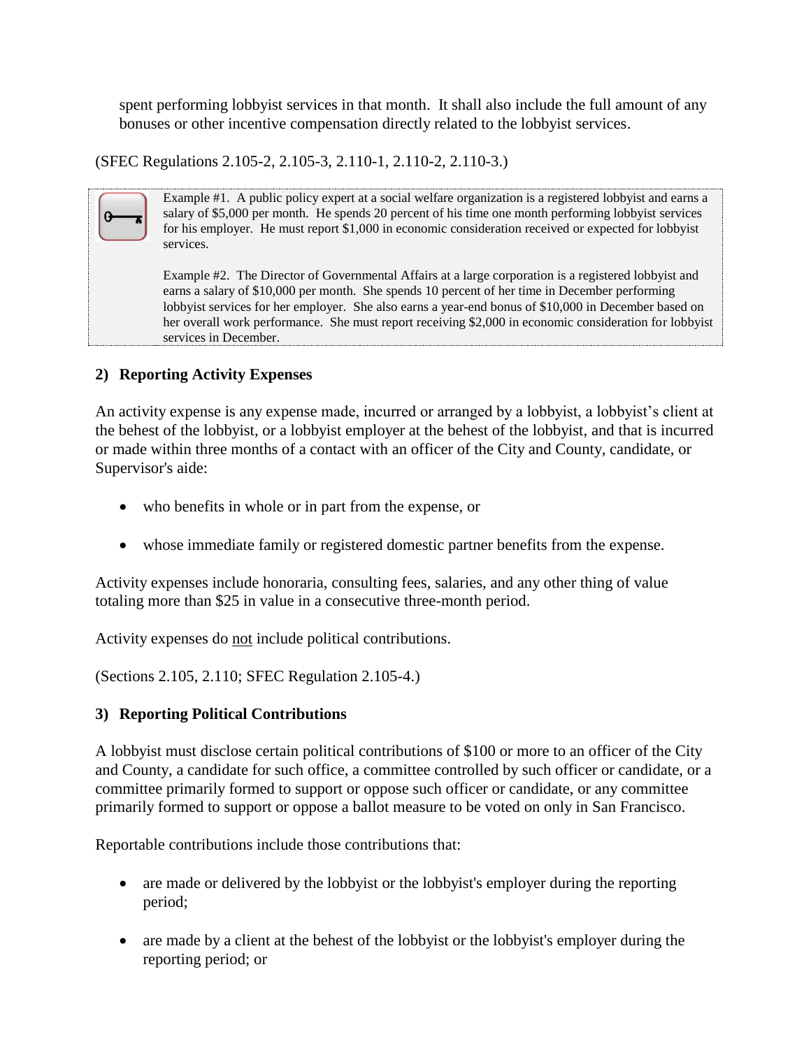spent performing lobbyist services in that month. It shall also include the full amount of any bonuses or other incentive compensation directly related to the lobbyist services.

(SFEC Regulations 2.105-2, 2.105-3, 2.110-1, 2.110-2, 2.110-3.)

> Example #1. A public policy expert at a social welfare organization is a registered lobbyist and earns a salary of $5,000 per month. He spends 20 percent of his time one month performing lobbyist services for his employer. He must report $1,000 in economic consideration received or expected for lobbyist services.
>
> Example #2. The Director of Governmental Affairs at a large corporation is a registered lobbyist and earns a salary of $10,000 per month. She spends 10 percent of her time in December performing lobbyist services for her employer. She also earns a year-end bonus of $10,000 in December based on her overall work performance. She must report receiving $2,000 in economic consideration for lobbyist services in December.

### 2) Reporting Activity Expenses

An activity expense is any expense made, incurred or arranged by a lobbyist, a lobbyist's client at the behest of the lobbyist, or a lobbyist employer at the behest of the lobbyist, and that is incurred or made within three months of a contact with an officer of the City and County, candidate, or Supervisor's aide:

- who benefits in whole or in part from the expense, or
- whose immediate family or registered domestic partner benefits from the expense.

Activity expenses include honoraria, consulting fees, salaries, and any other thing of value totaling more than $25 in value in a consecutive three-month period.

Activity expenses do <u>not</u> include political contributions.

(Sections 2.105, 2.110; SFEC Regulation 2.105-4.)

### 3) Reporting Political Contributions

A lobbyist must disclose certain political contributions of $100 or more to an officer of the City and County, a candidate for such office, a committee controlled by such officer or candidate, or a committee primarily formed to support or oppose such officer or candidate, or any committee primarily formed to support or oppose a ballot measure to be voted on only in San Francisco.

Reportable contributions include those contributions that:

- are made or delivered by the lobbyist or the lobbyist's employer during the reporting period;
- are made by a client at the behest of the lobbyist or the lobbyist's employer during the reporting period; or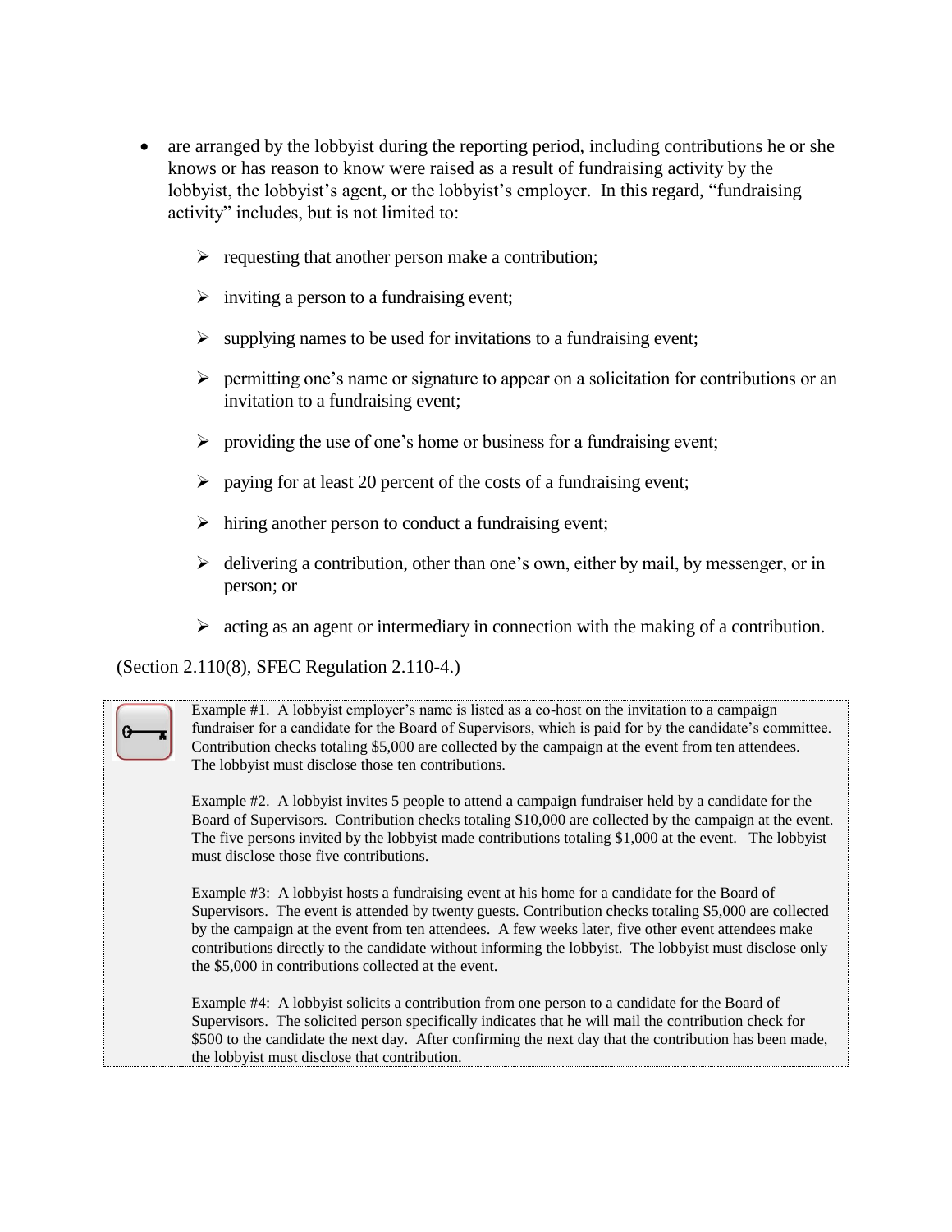- are arranged by the lobbyist during the reporting period, including contributions he or she knows or has reason to know were raised as a result of fundraising activity by the lobbyist, the lobbyist's agent, or the lobbyist's employer. In this regard, "fundraising activity" includes, but is not limited to:

  - requesting that another person make a contribution;
  - inviting a person to a fundraising event;
  - supplying names to be used for invitations to a fundraising event;
  - permitting one's name or signature to appear on a solicitation for contributions or an invitation to a fundraising event;
  - providing the use of one's home or business for a fundraising event;
  - paying for at least 20 percent of the costs of a fundraising event;
  - hiring another person to conduct a fundraising event;
  - delivering a contribution, other than one's own, either by mail, by messenger, or in person; or
  - acting as an agent or intermediary in connection with the making of a contribution.

(Section 2.110(8), SFEC Regulation 2.110-4.)

> Example #1. A lobbyist employer's name is listed as a co-host on the invitation to a campaign fundraiser for a candidate for the Board of Supervisors, which is paid for by the candidate's committee. Contribution checks totaling $5,000 are collected by the campaign at the event from ten attendees. The lobbyist must disclose those ten contributions.
>
> Example #2. A lobbyist invites 5 people to attend a campaign fundraiser held by a candidate for the Board of Supervisors. Contribution checks totaling $10,000 are collected by the campaign at the event. The five persons invited by the lobbyist made contributions totaling $1,000 at the event. The lobbyist must disclose those five contributions.
>
> Example #3: A lobbyist hosts a fundraising event at his home for a candidate for the Board of Supervisors. The event is attended by twenty guests. Contribution checks totaling $5,000 are collected by the campaign at the event from ten attendees. A few weeks later, five other event attendees make contributions directly to the candidate without informing the lobbyist. The lobbyist must disclose only the $5,000 in contributions collected at the event.
>
> Example #4: A lobbyist solicits a contribution from one person to a candidate for the Board of Supervisors. The solicited person specifically indicates that he will mail the contribution check for $500 to the candidate the next day. After confirming the next day that the contribution has been made, the lobbyist must disclose that contribution.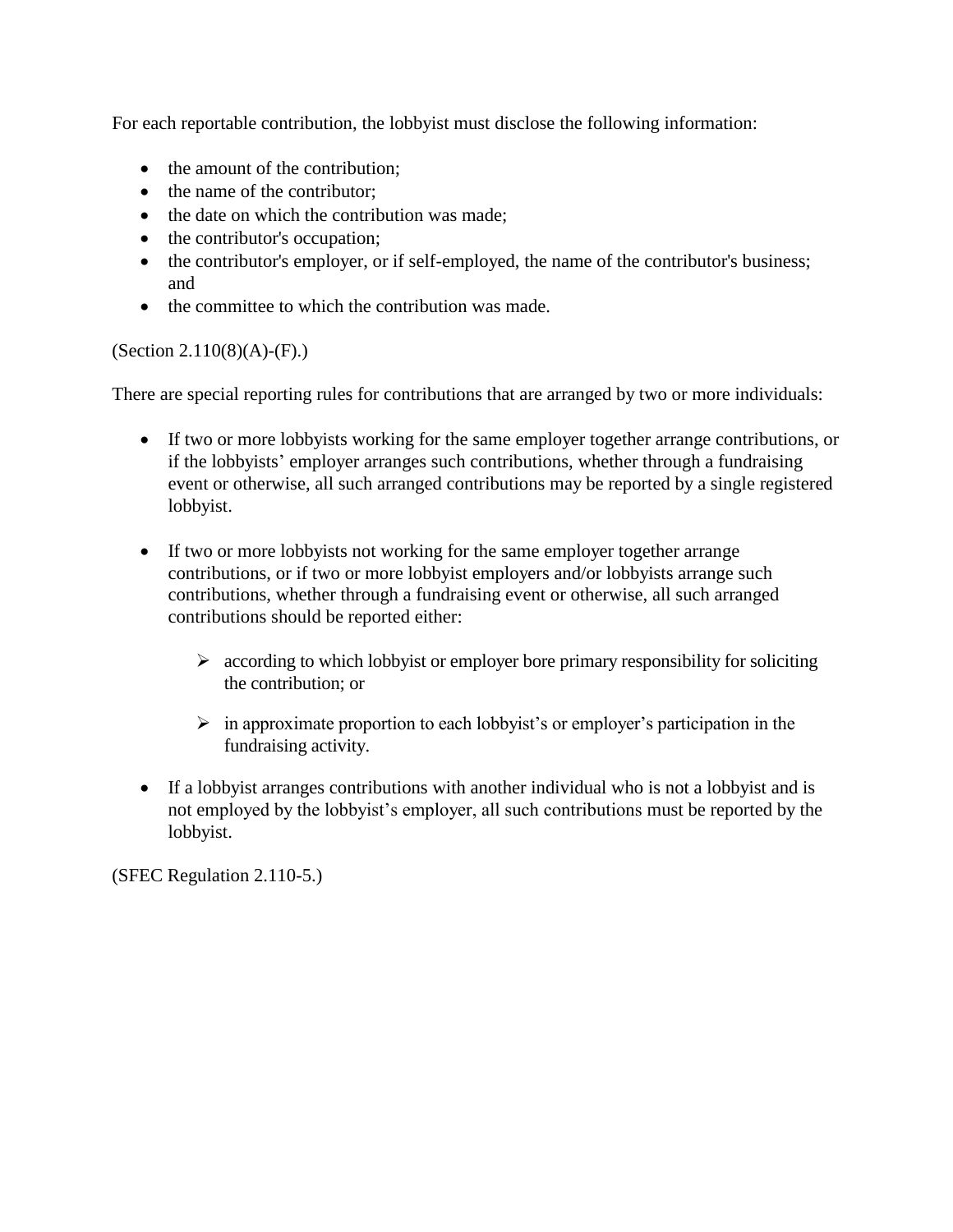For each reportable contribution, the lobbyist must disclose the following information:

- the amount of the contribution;
- the name of the contributor;
- the date on which the contribution was made;
- the contributor's occupation;
- the contributor's employer, or if self-employed, the name of the contributor's business; and
- the committee to which the contribution was made.

(Section 2.110(8)(A)-(F).)

There are special reporting rules for contributions that are arranged by two or more individuals:

- If two or more lobbyists working for the same employer together arrange contributions, or if the lobbyists' employer arranges such contributions, whether through a fundraising event or otherwise, all such arranged contributions may be reported by a single registered lobbyist.

- If two or more lobbyists not working for the same employer together arrange contributions, or if two or more lobbyist employers and/or lobbyists arrange such contributions, whether through a fundraising event or otherwise, all such arranged contributions should be reported either:

  - according to which lobbyist or employer bore primary responsibility for soliciting the contribution; or

  - in approximate proportion to each lobbyist's or employer's participation in the fundraising activity.

- If a lobbyist arranges contributions with another individual who is not a lobbyist and is not employed by the lobbyist's employer, all such contributions must be reported by the lobbyist.

(SFEC Regulation 2.110-5.)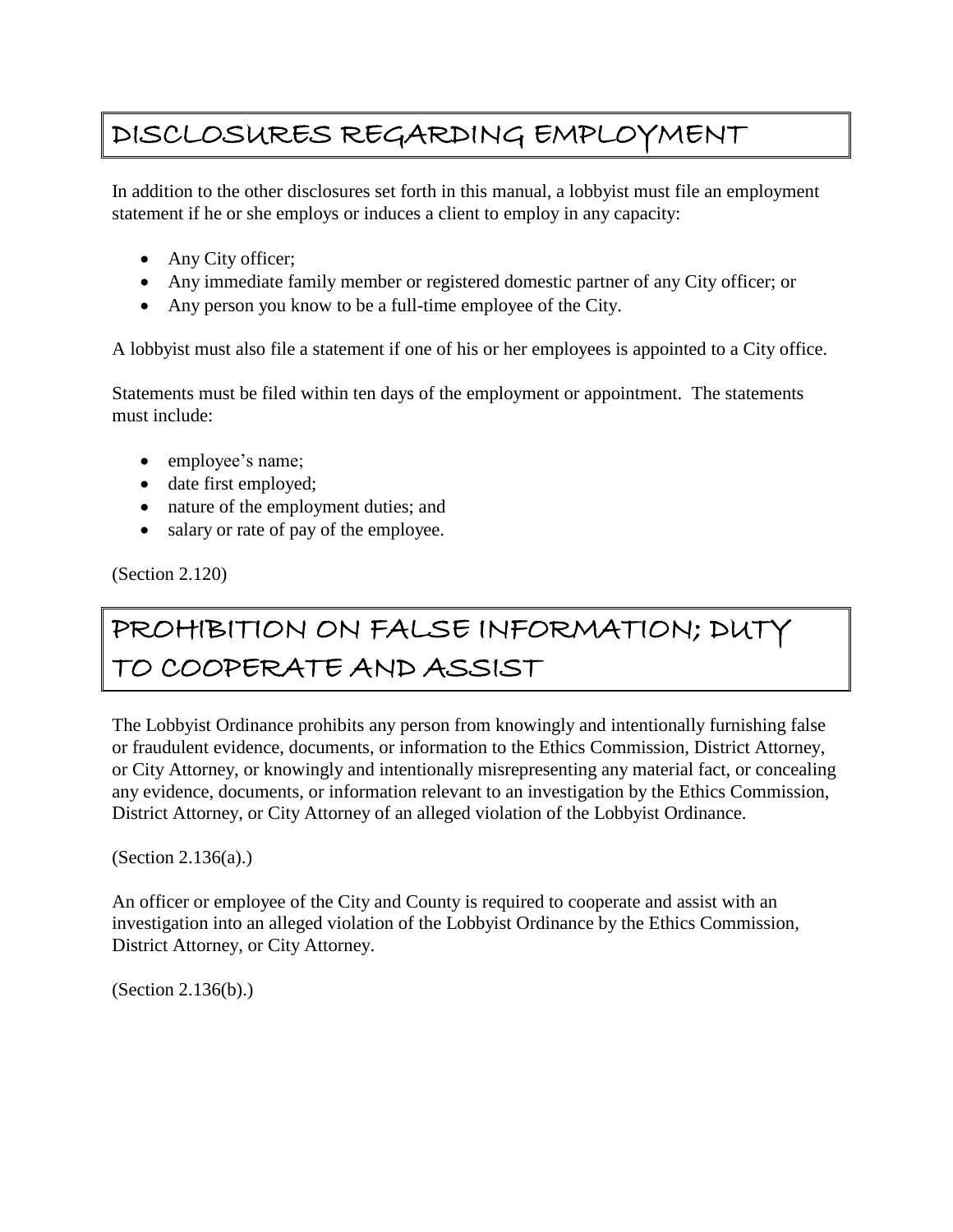## DISCLOSURES REGARDING EMPLOYMENT

In addition to the other disclosures set forth in this manual, a lobbyist must file an employment statement if he or she employs or induces a client to employ in any capacity:

- Any City officer;
- Any immediate family member or registered domestic partner of any City officer; or
- Any person you know to be a full-time employee of the City.

A lobbyist must also file a statement if one of his or her employees is appointed to a City office.

Statements must be filed within ten days of the employment or appointment. The statements must include:

- employee's name;
- date first employed;
- nature of the employment duties; and
- salary or rate of pay of the employee.

(Section 2.120)

## PROHIBITION ON FALSE INFORMATION; DUTY TO COOPERATE AND ASSIST

The Lobbyist Ordinance prohibits any person from knowingly and intentionally furnishing false or fraudulent evidence, documents, or information to the Ethics Commission, District Attorney, or City Attorney, or knowingly and intentionally misrepresenting any material fact, or concealing any evidence, documents, or information relevant to an investigation by the Ethics Commission, District Attorney, or City Attorney of an alleged violation of the Lobbyist Ordinance.

(Section 2.136(a).)

An officer or employee of the City and County is required to cooperate and assist with an investigation into an alleged violation of the Lobbyist Ordinance by the Ethics Commission, District Attorney, or City Attorney.

(Section 2.136(b).)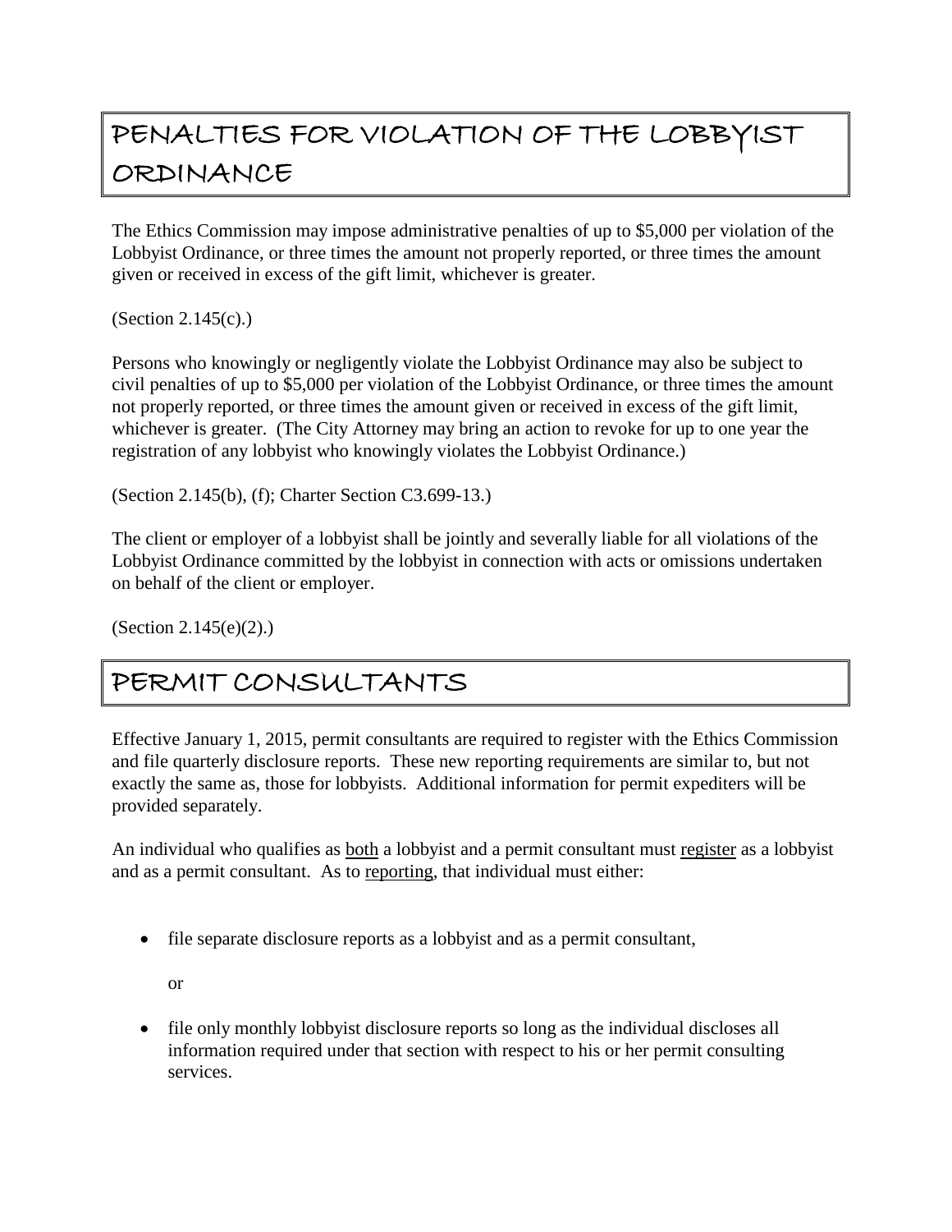## PENALTIES FOR VIOLATION OF THE LOBBYIST ORDINANCE

The Ethics Commission may impose administrative penalties of up to $5,000 per violation of the Lobbyist Ordinance, or three times the amount not properly reported, or three times the amount given or received in excess of the gift limit, whichever is greater.

(Section 2.145(c).)

Persons who knowingly or negligently violate the Lobbyist Ordinance may also be subject to civil penalties of up to $5,000 per violation of the Lobbyist Ordinance, or three times the amount not properly reported, or three times the amount given or received in excess of the gift limit, whichever is greater. (The City Attorney may bring an action to revoke for up to one year the registration of any lobbyist who knowingly violates the Lobbyist Ordinance.)

(Section 2.145(b), (f); Charter Section C3.699-13.)

The client or employer of a lobbyist shall be jointly and severally liable for all violations of the Lobbyist Ordinance committed by the lobbyist in connection with acts or omissions undertaken on behalf of the client or employer.

(Section 2.145(e)(2).)

## PERMIT CONSULTANTS

Effective January 1, 2015, permit consultants are required to register with the Ethics Commission and file quarterly disclosure reports. These new reporting requirements are similar to, but not exactly the same as, those for lobbyists. Additional information for permit expediters will be provided separately.

An individual who qualifies as <u>both</u> a lobbyist and a permit consultant must <u>register</u> as a lobbyist and as a permit consultant. As to <u>reporting</u>, that individual must either:

- file separate disclosure reports as a lobbyist and as a permit consultant,

  or

- file only monthly lobbyist disclosure reports so long as the individual discloses all information required under that section with respect to his or her permit consulting services.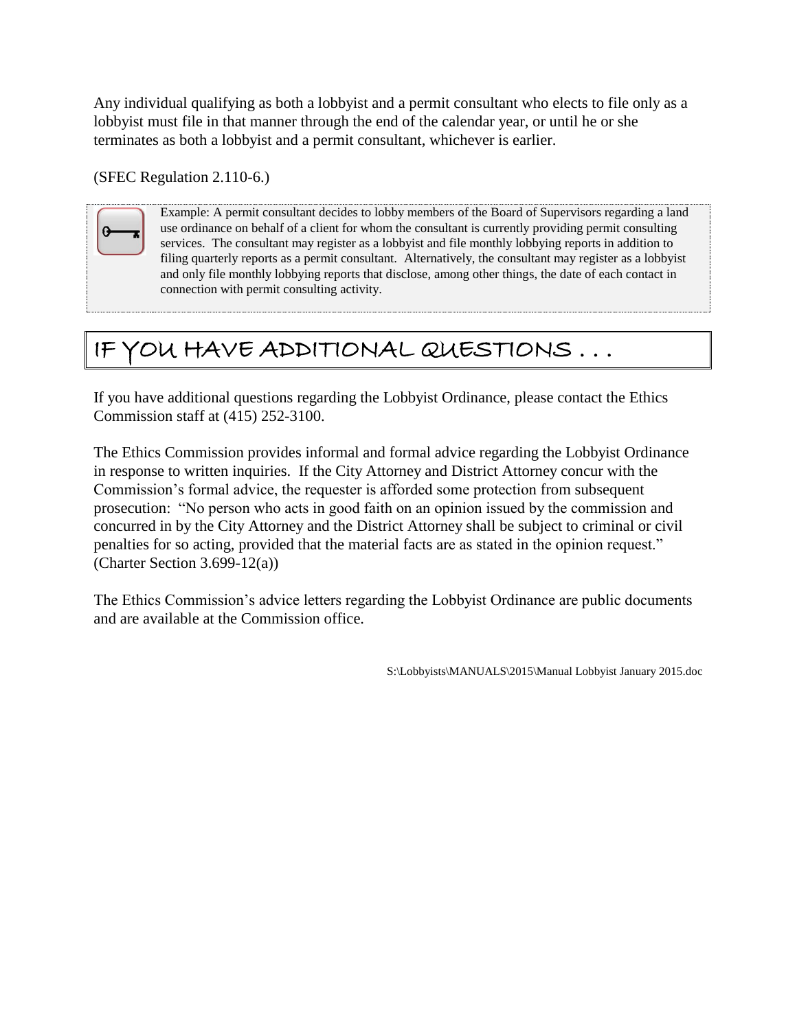Any individual qualifying as both a lobbyist and a permit consultant who elects to file only as a lobbyist must file in that manner through the end of the calendar year, or until he or she terminates as both a lobbyist and a permit consultant, whichever is earlier.

(SFEC Regulation 2.110-6.)

> Example: A permit consultant decides to lobby members of the Board of Supervisors regarding a land use ordinance on behalf of a client for whom the consultant is currently providing permit consulting services. The consultant may register as a lobbyist and file monthly lobbying reports in addition to filing quarterly reports as a permit consultant. Alternatively, the consultant may register as a lobbyist and only file monthly lobbying reports that disclose, among other things, the date of each contact in connection with permit consulting activity.

## IF YOU HAVE ADDITIONAL QUESTIONS . . .

If you have additional questions regarding the Lobbyist Ordinance, please contact the Ethics Commission staff at (415) 252-3100.

The Ethics Commission provides informal and formal advice regarding the Lobbyist Ordinance in response to written inquiries. If the City Attorney and District Attorney concur with the Commission's formal advice, the requester is afforded some protection from subsequent prosecution: "No person who acts in good faith on an opinion issued by the commission and concurred in by the City Attorney and the District Attorney shall be subject to criminal or civil penalties for so acting, provided that the material facts are as stated in the opinion request." (Charter Section 3.699-12(a))

The Ethics Commission's advice letters regarding the Lobbyist Ordinance are public documents and are available at the Commission office.

S:\Lobbyists\MANUALS\2015\Manual Lobbyist January 2015.doc